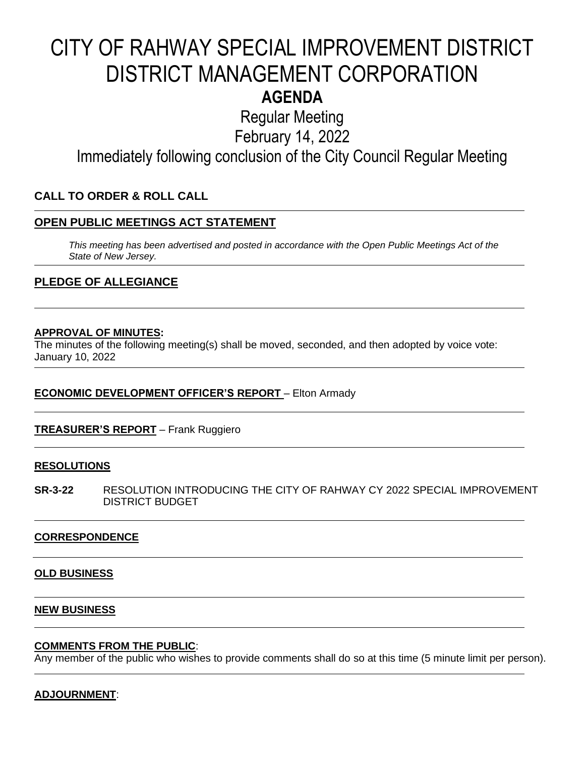# CITY OF RAHWAY SPECIAL IMPROVEMENT DISTRICT DISTRICT MANAGEMENT CORPORATION

## AGENDA

Regular Meeting

February 14, 2022

Immediately following conclusion of the City Council Regular Meeting

**CALL TO ORDER & ROLL CALL**

---

**OPEN PUBLIC MEETINGS ACT STATEMENT**

*This meeting has been advertised and posted in accordance with the Open Public Meetings Act of the State of New Jersey.*

---

**PLEDGE OF ALLEGIANCE**

---

**APPROVAL OF MINUTES:**

The minutes of the following meeting(s) shall be moved, seconded, and then adopted by voice vote:
January 10, 2022

---

**ECONOMIC DEVELOPMENT OFFICER'S REPORT** – Elton Armady

---

**TREASURER'S REPORT** – Frank Ruggiero

---

**RESOLUTIONS**

**SR-3-22** RESOLUTION INTRODUCING THE CITY OF RAHWAY CY 2022 SPECIAL IMPROVEMENT DISTRICT BUDGET

---

**CORRESPONDENCE**

---

**OLD BUSINESS**

---

**NEW BUSINESS**

---

**COMMENTS FROM THE PUBLIC**:

Any member of the public who wishes to provide comments shall do so at this time (5 minute limit per person).

---

**ADJOURNMENT**: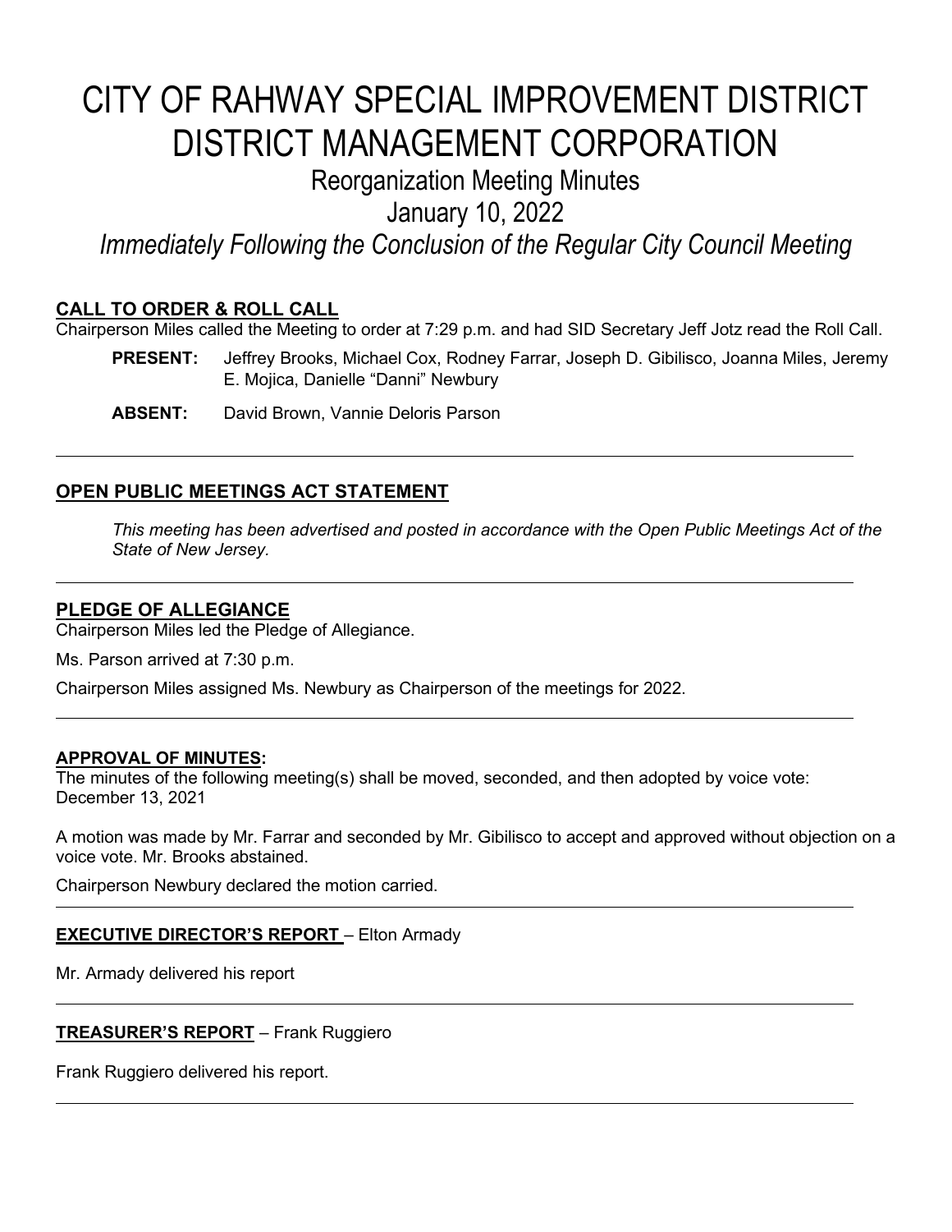# CITY OF RAHWAY SPECIAL IMPROVEMENT DISTRICT DISTRICT MANAGEMENT CORPORATION

## Reorganization Meeting Minutes

## January 10, 2022

## *Immediately Following the Conclusion of the Regular City Council Meeting*

**CALL TO ORDER & ROLL CALL**

Chairperson Miles called the Meeting to order at 7:29 p.m. and had SID Secretary Jeff Jotz read the Roll Call.

**PRESENT:** Jeffrey Brooks, Michael Cox, Rodney Farrar, Joseph D. Gibilisco, Joanna Miles, Jeremy E. Mojica, Danielle "Danni" Newbury

**ABSENT:** David Brown, Vannie Deloris Parson

---

**OPEN PUBLIC MEETINGS ACT STATEMENT**

*This meeting has been advertised and posted in accordance with the Open Public Meetings Act of the State of New Jersey.*

---

**PLEDGE OF ALLEGIANCE**

Chairperson Miles led the Pledge of Allegiance.

Ms. Parson arrived at 7:30 p.m.

Chairperson Miles assigned Ms. Newbury as Chairperson of the meetings for 2022.

---

**APPROVAL OF MINUTES:**

The minutes of the following meeting(s) shall be moved, seconded, and then adopted by voice vote: December 13, 2021

A motion was made by Mr. Farrar and seconded by Mr. Gibilisco to accept and approved without objection on a voice vote. Mr. Brooks abstained.

Chairperson Newbury declared the motion carried.

---

**EXECUTIVE DIRECTOR'S REPORT** – Elton Armady

Mr. Armady delivered his report

---

**TREASURER'S REPORT** – Frank Ruggiero

Frank Ruggiero delivered his report.

---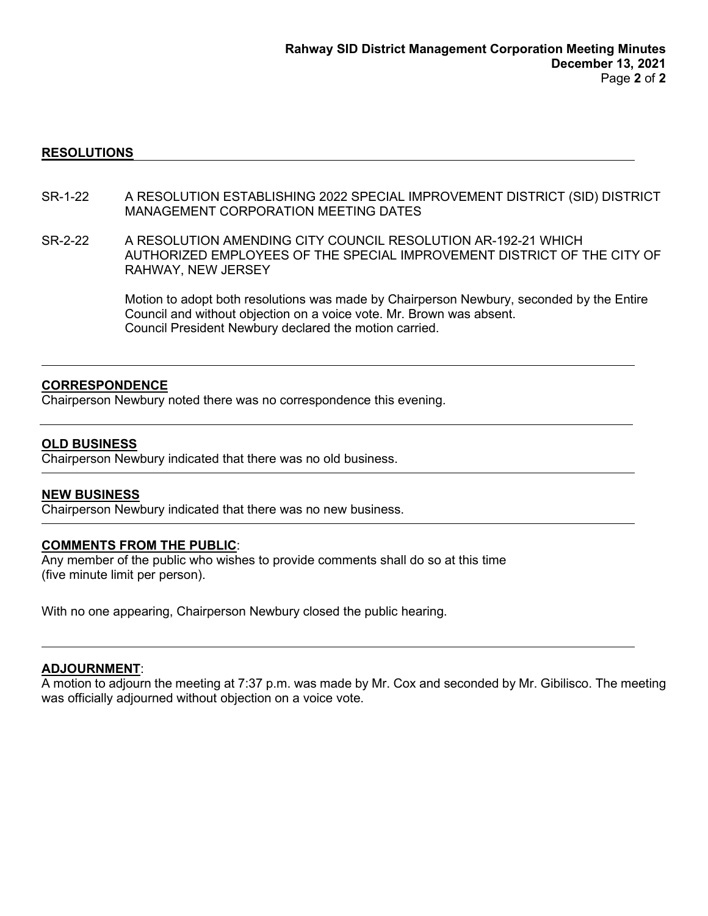## RESOLUTIONS

SR-1-22 A RESOLUTION ESTABLISHING 2022 SPECIAL IMPROVEMENT DISTRICT (SID) DISTRICT MANAGEMENT CORPORATION MEETING DATES

SR-2-22 A RESOLUTION AMENDING CITY COUNCIL RESOLUTION AR-192-21 WHICH AUTHORIZED EMPLOYEES OF THE SPECIAL IMPROVEMENT DISTRICT OF THE CITY OF RAHWAY, NEW JERSEY

Motion to adopt both resolutions was made by Chairperson Newbury, seconded by the Entire Council and without objection on a voice vote. Mr. Brown was absent.
Council President Newbury declared the motion carried.

---

## CORRESPONDENCE

Chairperson Newbury noted there was no correspondence this evening.

---

## OLD BUSINESS

Chairperson Newbury indicated that there was no old business.

---

## NEW BUSINESS

Chairperson Newbury indicated that there was no new business.

---

## COMMENTS FROM THE PUBLIC:

Any member of the public who wishes to provide comments shall do so at this time (five minute limit per person).

With no one appearing, Chairperson Newbury closed the public hearing.

---

## ADJOURNMENT:

A motion to adjourn the meeting at 7:37 p.m. was made by Mr. Cox and seconded by Mr. Gibilisco. The meeting was officially adjourned without objection on a voice vote.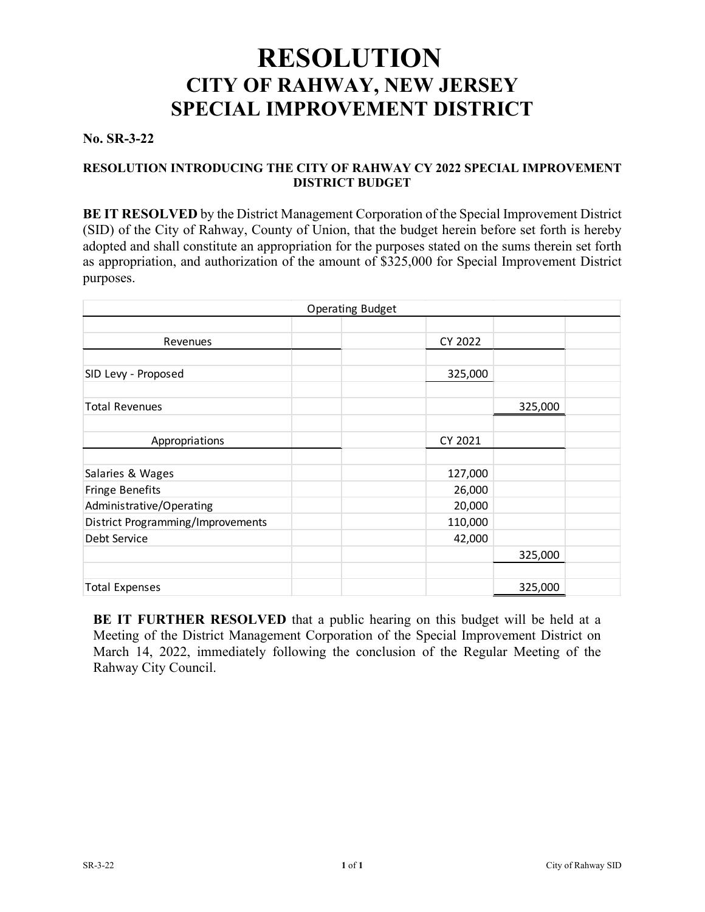# RESOLUTION
## CITY OF RAHWAY, NEW JERSEY
## SPECIAL IMPROVEMENT DISTRICT

**No. SR-3-22**

**RESOLUTION INTRODUCING THE CITY OF RAHWAY CY 2022 SPECIAL IMPROVEMENT DISTRICT BUDGET**

**BE IT RESOLVED** by the District Management Corporation of the Special Improvement District (SID) of the City of Rahway, County of Union, that the budget herein before set forth is hereby adopted and shall constitute an appropriation for the purposes stated on the sums therein set forth as appropriation, and authorization of the amount of $325,000 for Special Improvement District purposes.

| Operating Budget | | | | |
|---|---|---|---|---|
| Revenues | | | CY 2022 | |
| SID Levy - Proposed | | | 325,000 | |
| Total Revenues | | | | 325,000 |
| Appropriations | | | CY 2021 | |
| Salaries & Wages | | | 127,000 | |
| Fringe Benefits | | | 26,000 | |
| Administrative/Operating | | | 20,000 | |
| District Programming/Improvements | | | 110,000 | |
| Debt Service | | | 42,000 | |
| | | | | 325,000 |
| Total Expenses | | | | 325,000 |

**BE IT FURTHER RESOLVED** that a public hearing on this budget will be held at a Meeting of the District Management Corporation of the Special Improvement District on March 14, 2022, immediately following the conclusion of the Regular Meeting of the Rahway City Council.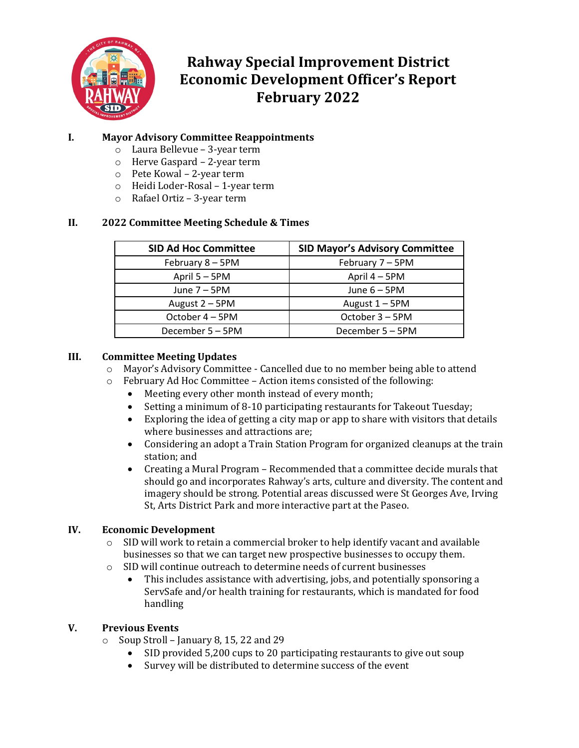# Rahway Special Improvement District Economic Development Officer's Report February 2022

## I. Mayor Advisory Committee Reappointments

- Laura Bellevue – 3-year term
- Herve Gaspard – 2-year term
- Pete Kowal – 2-year term
- Heidi Loder-Rosal – 1-year term
- Rafael Ortiz – 3-year term

## II. 2022 Committee Meeting Schedule & Times

| SID Ad Hoc Committee | SID Mayor's Advisory Committee |
|---|---|
| February 8 – 5PM | February 7 – 5PM |
| April 5 – 5PM | April 4 – 5PM |
| June 7 – 5PM | June 6 – 5PM |
| August 2 – 5PM | August 1 – 5PM |
| October 4 – 5PM | October 3 – 5PM |
| December 5 – 5PM | December 5 – 5PM |

## III. Committee Meeting Updates

- Mayor's Advisory Committee - Cancelled due to no member being able to attend
- February Ad Hoc Committee – Action items consisted of the following:
  - Meeting every other month instead of every month;
  - Setting a minimum of 8-10 participating restaurants for Takeout Tuesday;
  - Exploring the idea of getting a city map or app to share with visitors that details where businesses and attractions are;
  - Considering an adopt a Train Station Program for organized cleanups at the train station; and
  - Creating a Mural Program – Recommended that a committee decide murals that should go and incorporates Rahway's arts, culture and diversity. The content and imagery should be strong. Potential areas discussed were St Georges Ave, Irving St, Arts District Park and more interactive part at the Paseo.

## IV. Economic Development

- SID will work to retain a commercial broker to help identify vacant and available businesses so that we can target new prospective businesses to occupy them.
- SID will continue outreach to determine needs of current businesses
  - This includes assistance with advertising, jobs, and potentially sponsoring a ServSafe and/or health training for restaurants, which is mandated for food handling

## V. Previous Events

- Soup Stroll – January 8, 15, 22 and 29
  - SID provided 5,200 cups to 20 participating restaurants to give out soup
  - Survey will be distributed to determine success of the event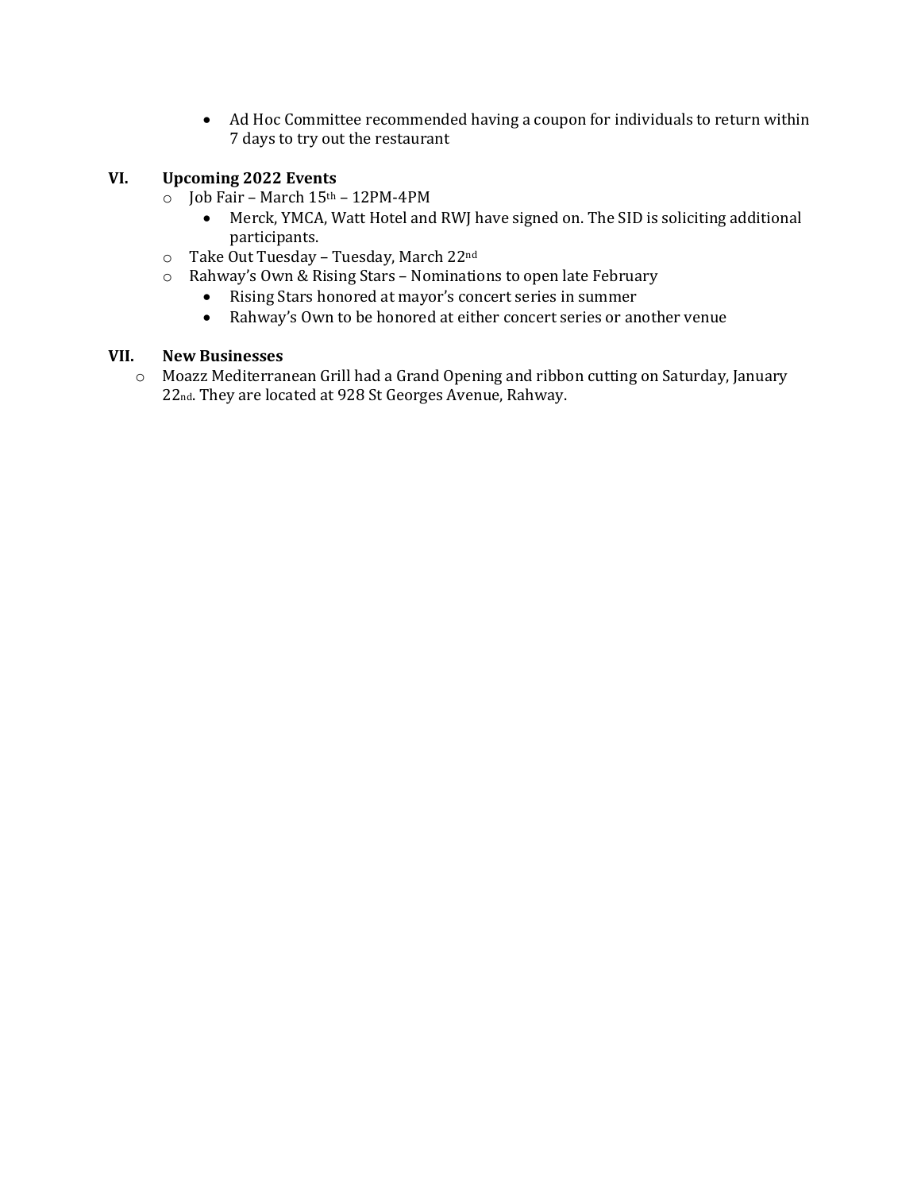- Ad Hoc Committee recommended having a coupon for individuals to return within 7 days to try out the restaurant

## VI. Upcoming 2022 Events

- Job Fair – March 15th – 12PM-4PM
  - Merck, YMCA, Watt Hotel and RWJ have signed on. The SID is soliciting additional participants.
- Take Out Tuesday – Tuesday, March 22nd
- Rahway's Own & Rising Stars – Nominations to open late February
  - Rising Stars honored at mayor's concert series in summer
  - Rahway's Own to be honored at either concert series or another venue

## VII. New Businesses

- Moazz Mediterranean Grill had a Grand Opening and ribbon cutting on Saturday, January 22nd. They are located at 928 St Georges Avenue, Rahway.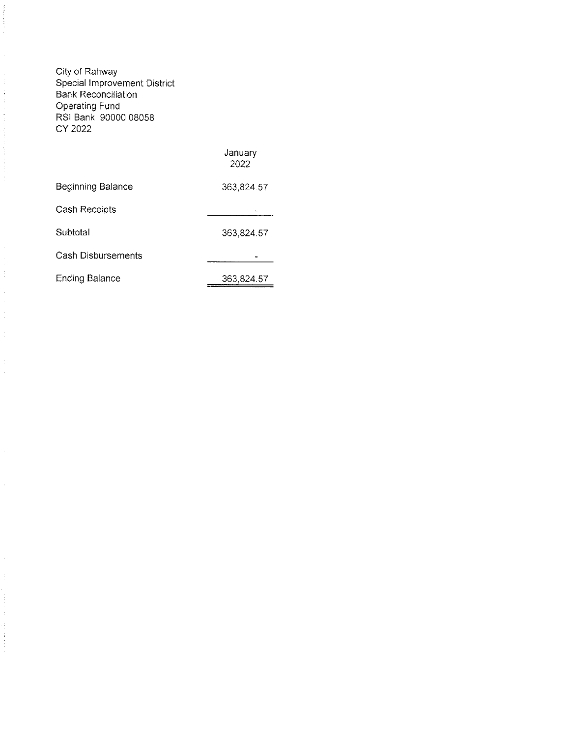City of Rahway
Special Improvement District
Bank Reconciliation
Operating Fund
RSI Bank 90000 08058
CY 2022

| | January 2022 |
|---|---|
| Beginning Balance | 363,824.57 |
| Cash Receipts | - |
| Subtotal | 363,824.57 |
| Cash Disbursements | - |
| Ending Balance | 363,824.57 |